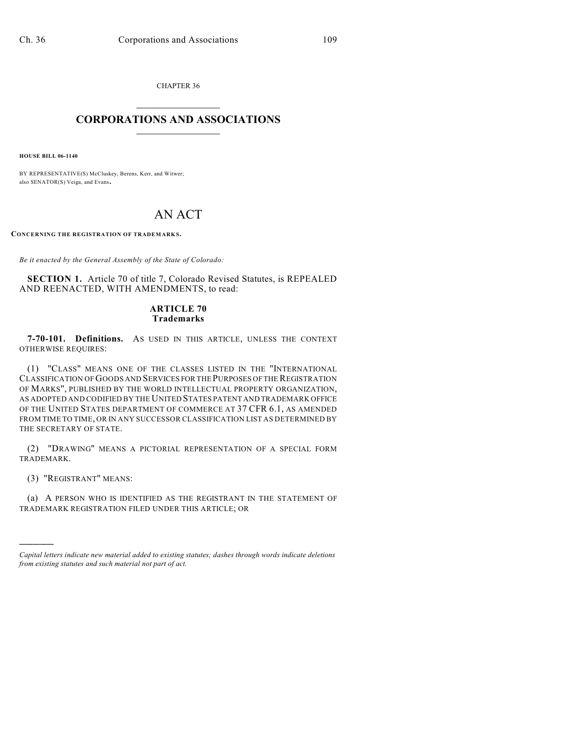CHAPTER 36

# CORPORATIONS AND ASSOCIATIONS

**HOUSE BILL 06-1140**

BY REPRESENTATIVE(S) McCluskey, Berens, Kerr, and Witwer;
also SENATOR(S) Veiga, and Evans.

## AN ACT

**CONCERNING THE REGISTRATION OF TRADEMARKS.**

*Be it enacted by the General Assembly of the State of Colorado:*

**SECTION 1.** Article 70 of title 7, Colorado Revised Statutes, is REPEALED AND REENACTED, WITH AMENDMENTS, to read:

### ARTICLE 70
### Trademarks

**7-70-101. Definitions.** AS USED IN THIS ARTICLE, UNLESS THE CONTEXT OTHERWISE REQUIRES:

(1) "CLASS" MEANS ONE OF THE CLASSES LISTED IN THE "INTERNATIONAL CLASSIFICATION OF GOODS AND SERVICES FOR THE PURPOSES OF THE REGISTRATION OF MARKS", PUBLISHED BY THE WORLD INTELLECTUAL PROPERTY ORGANIZATION, AS ADOPTED AND CODIFIED BY THE UNITED STATES PATENT AND TRADEMARK OFFICE OF THE UNITED STATES DEPARTMENT OF COMMERCE AT 37 CFR 6.1, AS AMENDED FROM TIME TO TIME, OR IN ANY SUCCESSOR CLASSIFICATION LIST AS DETERMINED BY THE SECRETARY OF STATE.

(2) "DRAWING" MEANS A PICTORIAL REPRESENTATION OF A SPECIAL FORM TRADEMARK.

(3) "REGISTRANT" MEANS:

(a) A PERSON WHO IS IDENTIFIED AS THE REGISTRANT IN THE STATEMENT OF TRADEMARK REGISTRATION FILED UNDER THIS ARTICLE; OR

---

*Capital letters indicate new material added to existing statutes; dashes through words indicate deletions from existing statutes and such material not part of act.*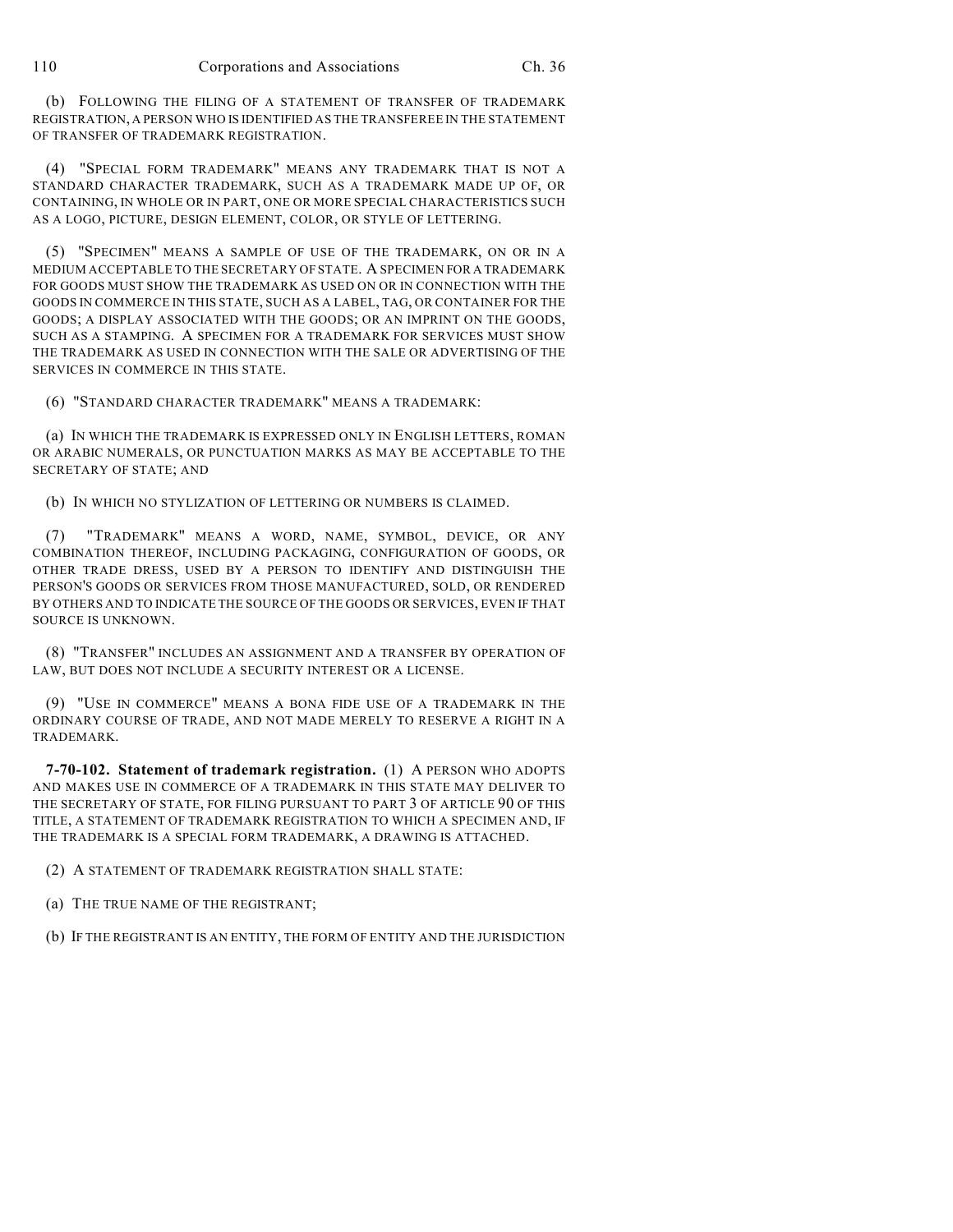(b) FOLLOWING THE FILING OF A STATEMENT OF TRANSFER OF TRADEMARK REGISTRATION, A PERSON WHO IS IDENTIFIED AS THE TRANSFEREE IN THE STATEMENT OF TRANSFER OF TRADEMARK REGISTRATION.

(4) "SPECIAL FORM TRADEMARK" MEANS ANY TRADEMARK THAT IS NOT A STANDARD CHARACTER TRADEMARK, SUCH AS A TRADEMARK MADE UP OF, OR CONTAINING, IN WHOLE OR IN PART, ONE OR MORE SPECIAL CHARACTERISTICS SUCH AS A LOGO, PICTURE, DESIGN ELEMENT, COLOR, OR STYLE OF LETTERING.

(5) "SPECIMEN" MEANS A SAMPLE OF USE OF THE TRADEMARK, ON OR IN A MEDIUM ACCEPTABLE TO THE SECRETARY OF STATE. A SPECIMEN FOR A TRADEMARK FOR GOODS MUST SHOW THE TRADEMARK AS USED ON OR IN CONNECTION WITH THE GOODS IN COMMERCE IN THIS STATE, SUCH AS A LABEL, TAG, OR CONTAINER FOR THE GOODS; A DISPLAY ASSOCIATED WITH THE GOODS; OR AN IMPRINT ON THE GOODS, SUCH AS A STAMPING. A SPECIMEN FOR A TRADEMARK FOR SERVICES MUST SHOW THE TRADEMARK AS USED IN CONNECTION WITH THE SALE OR ADVERTISING OF THE SERVICES IN COMMERCE IN THIS STATE.

(6) "STANDARD CHARACTER TRADEMARK" MEANS A TRADEMARK:

(a) IN WHICH THE TRADEMARK IS EXPRESSED ONLY IN ENGLISH LETTERS, ROMAN OR ARABIC NUMERALS, OR PUNCTUATION MARKS AS MAY BE ACCEPTABLE TO THE SECRETARY OF STATE; AND

(b) IN WHICH NO STYLIZATION OF LETTERING OR NUMBERS IS CLAIMED.

(7) "TRADEMARK" MEANS A WORD, NAME, SYMBOL, DEVICE, OR ANY COMBINATION THEREOF, INCLUDING PACKAGING, CONFIGURATION OF GOODS, OR OTHER TRADE DRESS, USED BY A PERSON TO IDENTIFY AND DISTINGUISH THE PERSON'S GOODS OR SERVICES FROM THOSE MANUFACTURED, SOLD, OR RENDERED BY OTHERS AND TO INDICATE THE SOURCE OF THE GOODS OR SERVICES, EVEN IF THAT SOURCE IS UNKNOWN.

(8) "TRANSFER" INCLUDES AN ASSIGNMENT AND A TRANSFER BY OPERATION OF LAW, BUT DOES NOT INCLUDE A SECURITY INTEREST OR A LICENSE.

(9) "USE IN COMMERCE" MEANS A BONA FIDE USE OF A TRADEMARK IN THE ORDINARY COURSE OF TRADE, AND NOT MADE MERELY TO RESERVE A RIGHT IN A TRADEMARK.

**7-70-102. Statement of trademark registration.** (1) A PERSON WHO ADOPTS AND MAKES USE IN COMMERCE OF A TRADEMARK IN THIS STATE MAY DELIVER TO THE SECRETARY OF STATE, FOR FILING PURSUANT TO PART 3 OF ARTICLE 90 OF THIS TITLE, A STATEMENT OF TRADEMARK REGISTRATION TO WHICH A SPECIMEN AND, IF THE TRADEMARK IS A SPECIAL FORM TRADEMARK, A DRAWING IS ATTACHED.

(2) A STATEMENT OF TRADEMARK REGISTRATION SHALL STATE:

(a) THE TRUE NAME OF THE REGISTRANT;

(b) IF THE REGISTRANT IS AN ENTITY, THE FORM OF ENTITY AND THE JURISDICTION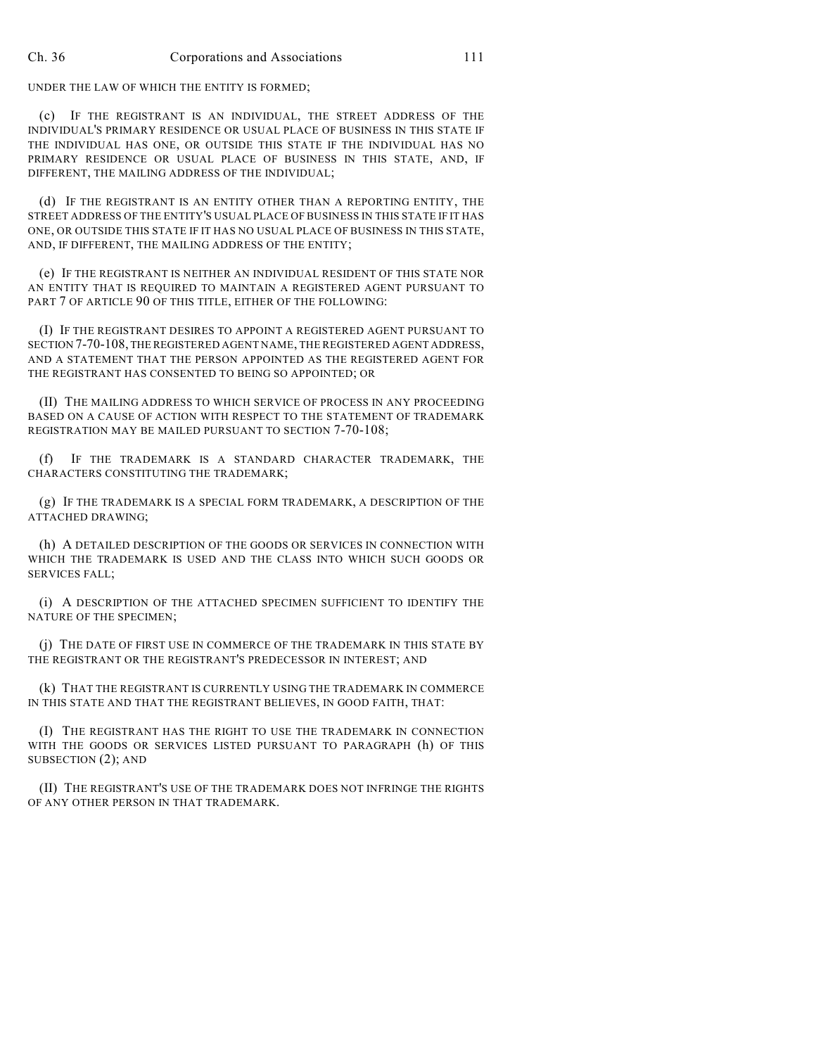UNDER THE LAW OF WHICH THE ENTITY IS FORMED;

(c) IF THE REGISTRANT IS AN INDIVIDUAL, THE STREET ADDRESS OF THE INDIVIDUAL'S PRIMARY RESIDENCE OR USUAL PLACE OF BUSINESS IN THIS STATE IF THE INDIVIDUAL HAS ONE, OR OUTSIDE THIS STATE IF THE INDIVIDUAL HAS NO PRIMARY RESIDENCE OR USUAL PLACE OF BUSINESS IN THIS STATE, AND, IF DIFFERENT, THE MAILING ADDRESS OF THE INDIVIDUAL;

(d) IF THE REGISTRANT IS AN ENTITY OTHER THAN A REPORTING ENTITY, THE STREET ADDRESS OF THE ENTITY'S USUAL PLACE OF BUSINESS IN THIS STATE IF IT HAS ONE, OR OUTSIDE THIS STATE IF IT HAS NO USUAL PLACE OF BUSINESS IN THIS STATE, AND, IF DIFFERENT, THE MAILING ADDRESS OF THE ENTITY;

(e) IF THE REGISTRANT IS NEITHER AN INDIVIDUAL RESIDENT OF THIS STATE NOR AN ENTITY THAT IS REQUIRED TO MAINTAIN A REGISTERED AGENT PURSUANT TO PART 7 OF ARTICLE 90 OF THIS TITLE, EITHER OF THE FOLLOWING:

(I) IF THE REGISTRANT DESIRES TO APPOINT A REGISTERED AGENT PURSUANT TO SECTION 7-70-108, THE REGISTERED AGENT NAME, THE REGISTERED AGENT ADDRESS, AND A STATEMENT THAT THE PERSON APPOINTED AS THE REGISTERED AGENT FOR THE REGISTRANT HAS CONSENTED TO BEING SO APPOINTED; OR

(II) THE MAILING ADDRESS TO WHICH SERVICE OF PROCESS IN ANY PROCEEDING BASED ON A CAUSE OF ACTION WITH RESPECT TO THE STATEMENT OF TRADEMARK REGISTRATION MAY BE MAILED PURSUANT TO SECTION 7-70-108;

(f) IF THE TRADEMARK IS A STANDARD CHARACTER TRADEMARK, THE CHARACTERS CONSTITUTING THE TRADEMARK;

(g) IF THE TRADEMARK IS A SPECIAL FORM TRADEMARK, A DESCRIPTION OF THE ATTACHED DRAWING;

(h) A DETAILED DESCRIPTION OF THE GOODS OR SERVICES IN CONNECTION WITH WHICH THE TRADEMARK IS USED AND THE CLASS INTO WHICH SUCH GOODS OR SERVICES FALL;

(i) A DESCRIPTION OF THE ATTACHED SPECIMEN SUFFICIENT TO IDENTIFY THE NATURE OF THE SPECIMEN;

(j) THE DATE OF FIRST USE IN COMMERCE OF THE TRADEMARK IN THIS STATE BY THE REGISTRANT OR THE REGISTRANT'S PREDECESSOR IN INTEREST; AND

(k) THAT THE REGISTRANT IS CURRENTLY USING THE TRADEMARK IN COMMERCE IN THIS STATE AND THAT THE REGISTRANT BELIEVES, IN GOOD FAITH, THAT:

(I) THE REGISTRANT HAS THE RIGHT TO USE THE TRADEMARK IN CONNECTION WITH THE GOODS OR SERVICES LISTED PURSUANT TO PARAGRAPH (h) OF THIS SUBSECTION (2); AND

(II) THE REGISTRANT'S USE OF THE TRADEMARK DOES NOT INFRINGE THE RIGHTS OF ANY OTHER PERSON IN THAT TRADEMARK.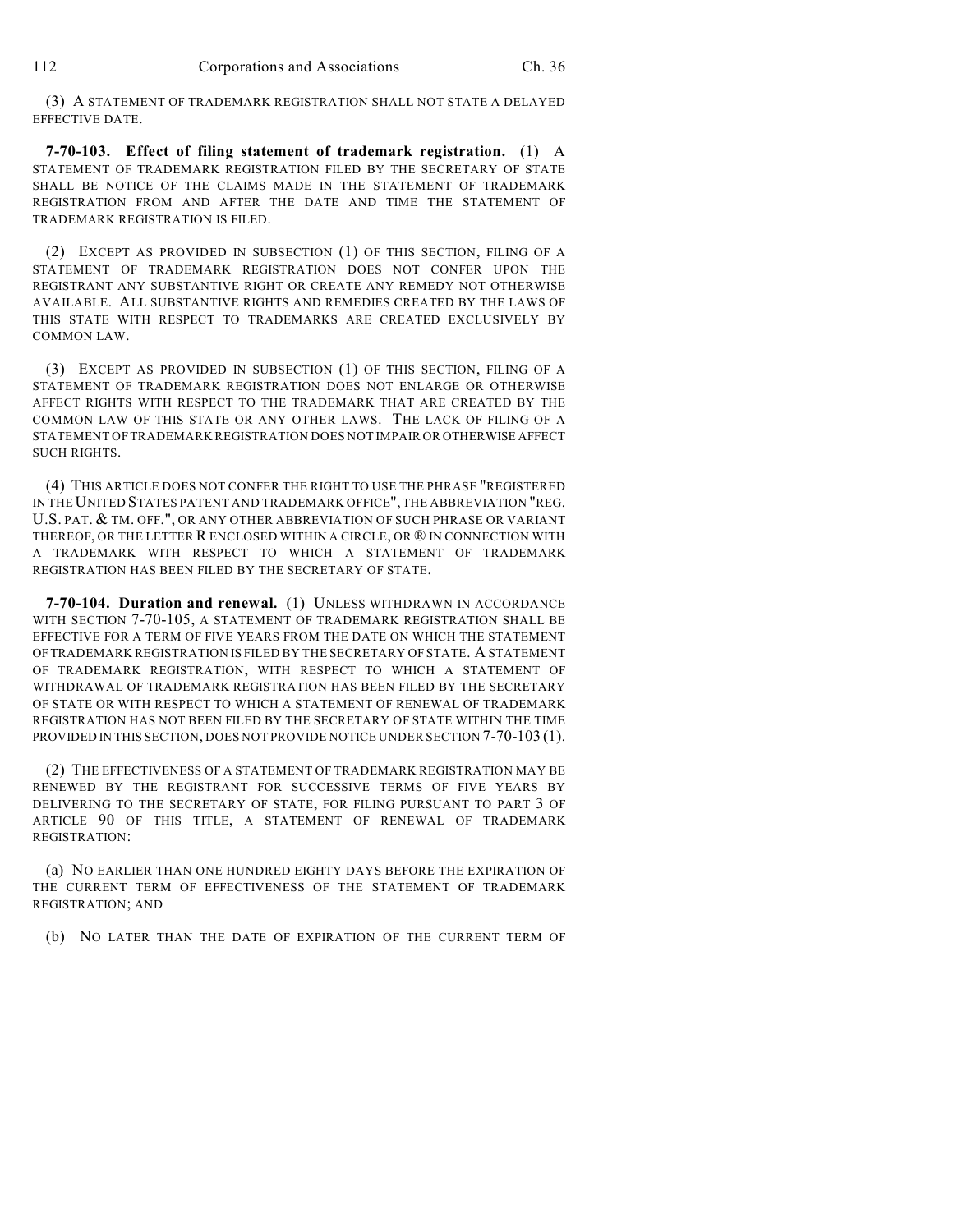(3) A STATEMENT OF TRADEMARK REGISTRATION SHALL NOT STATE A DELAYED EFFECTIVE DATE.

**7-70-103. Effect of filing statement of trademark registration.** (1) A STATEMENT OF TRADEMARK REGISTRATION FILED BY THE SECRETARY OF STATE SHALL BE NOTICE OF THE CLAIMS MADE IN THE STATEMENT OF TRADEMARK REGISTRATION FROM AND AFTER THE DATE AND TIME THE STATEMENT OF TRADEMARK REGISTRATION IS FILED.

(2) EXCEPT AS PROVIDED IN SUBSECTION (1) OF THIS SECTION, FILING OF A STATEMENT OF TRADEMARK REGISTRATION DOES NOT CONFER UPON THE REGISTRANT ANY SUBSTANTIVE RIGHT OR CREATE ANY REMEDY NOT OTHERWISE AVAILABLE. ALL SUBSTANTIVE RIGHTS AND REMEDIES CREATED BY THE LAWS OF THIS STATE WITH RESPECT TO TRADEMARKS ARE CREATED EXCLUSIVELY BY COMMON LAW.

(3) EXCEPT AS PROVIDED IN SUBSECTION (1) OF THIS SECTION, FILING OF A STATEMENT OF TRADEMARK REGISTRATION DOES NOT ENLARGE OR OTHERWISE AFFECT RIGHTS WITH RESPECT TO THE TRADEMARK THAT ARE CREATED BY THE COMMON LAW OF THIS STATE OR ANY OTHER LAWS. THE LACK OF FILING OF A STATEMENT OF TRADEMARK REGISTRATION DOES NOT IMPAIR OR OTHERWISE AFFECT SUCH RIGHTS.

(4) THIS ARTICLE DOES NOT CONFER THE RIGHT TO USE THE PHRASE "REGISTERED IN THE UNITED STATES PATENT AND TRADEMARK OFFICE", THE ABBREVIATION "REG. U.S. PAT. & TM. OFF.", OR ANY OTHER ABBREVIATION OF SUCH PHRASE OR VARIANT THEREOF, OR THE LETTER R ENCLOSED WITHIN A CIRCLE, OR ® IN CONNECTION WITH A TRADEMARK WITH RESPECT TO WHICH A STATEMENT OF TRADEMARK REGISTRATION HAS BEEN FILED BY THE SECRETARY OF STATE.

**7-70-104. Duration and renewal.** (1) UNLESS WITHDRAWN IN ACCORDANCE WITH SECTION 7-70-105, A STATEMENT OF TRADEMARK REGISTRATION SHALL BE EFFECTIVE FOR A TERM OF FIVE YEARS FROM THE DATE ON WHICH THE STATEMENT OF TRADEMARK REGISTRATION IS FILED BY THE SECRETARY OF STATE. A STATEMENT OF TRADEMARK REGISTRATION, WITH RESPECT TO WHICH A STATEMENT OF WITHDRAWAL OF TRADEMARK REGISTRATION HAS BEEN FILED BY THE SECRETARY OF STATE OR WITH RESPECT TO WHICH A STATEMENT OF RENEWAL OF TRADEMARK REGISTRATION HAS NOT BEEN FILED BY THE SECRETARY OF STATE WITHIN THE TIME PROVIDED IN THIS SECTION, DOES NOT PROVIDE NOTICE UNDER SECTION 7-70-103 (1).

(2) THE EFFECTIVENESS OF A STATEMENT OF TRADEMARK REGISTRATION MAY BE RENEWED BY THE REGISTRANT FOR SUCCESSIVE TERMS OF FIVE YEARS BY DELIVERING TO THE SECRETARY OF STATE, FOR FILING PURSUANT TO PART 3 OF ARTICLE 90 OF THIS TITLE, A STATEMENT OF RENEWAL OF TRADEMARK REGISTRATION:

(a) NO EARLIER THAN ONE HUNDRED EIGHTY DAYS BEFORE THE EXPIRATION OF THE CURRENT TERM OF EFFECTIVENESS OF THE STATEMENT OF TRADEMARK REGISTRATION; AND

(b) NO LATER THAN THE DATE OF EXPIRATION OF THE CURRENT TERM OF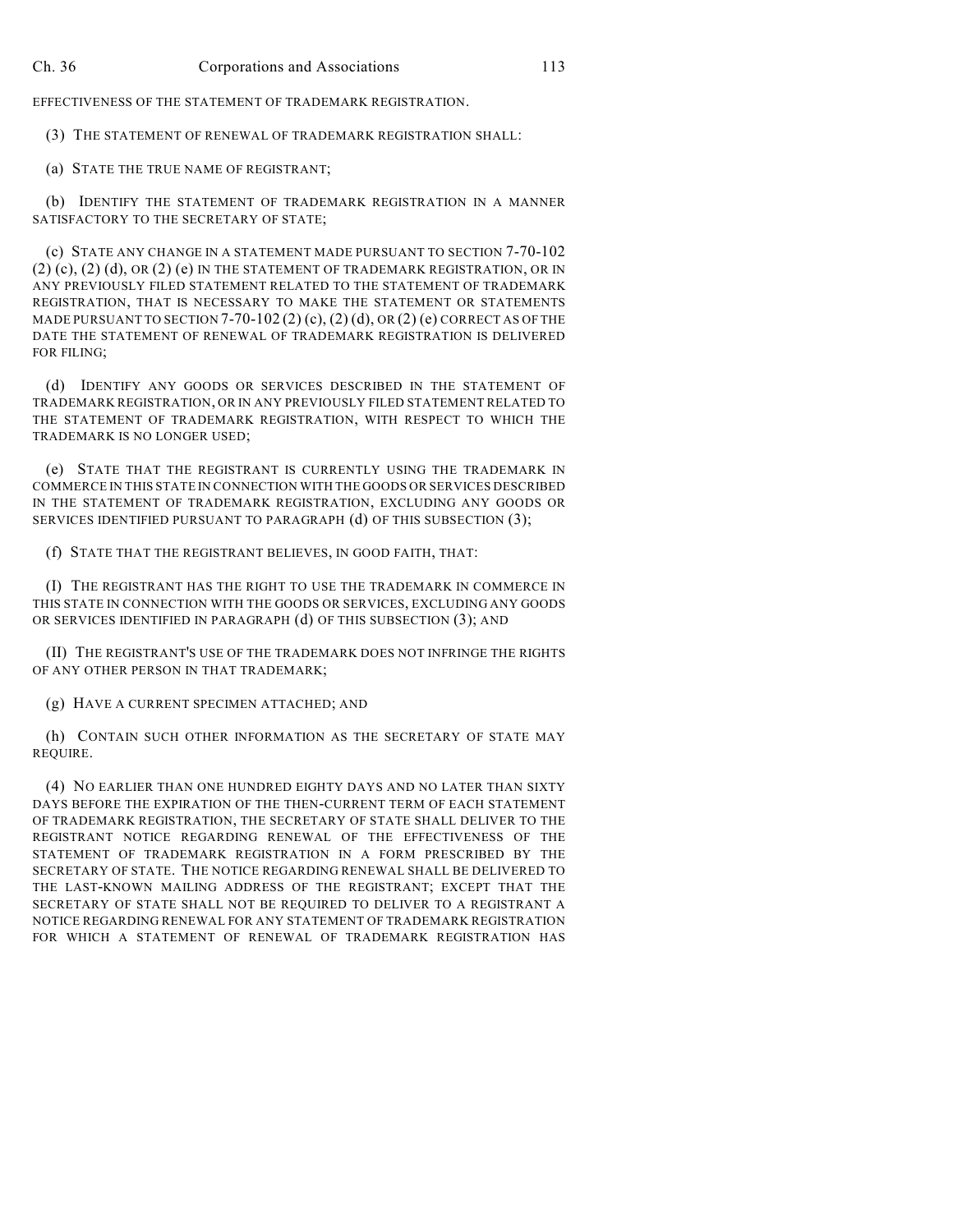EFFECTIVENESS OF THE STATEMENT OF TRADEMARK REGISTRATION.

(3) THE STATEMENT OF RENEWAL OF TRADEMARK REGISTRATION SHALL:

(a) STATE THE TRUE NAME OF REGISTRANT;

(b) IDENTIFY THE STATEMENT OF TRADEMARK REGISTRATION IN A MANNER SATISFACTORY TO THE SECRETARY OF STATE;

(c) STATE ANY CHANGE IN A STATEMENT MADE PURSUANT TO SECTION 7-70-102 (2) (c), (2) (d), OR (2) (e) IN THE STATEMENT OF TRADEMARK REGISTRATION, OR IN ANY PREVIOUSLY FILED STATEMENT RELATED TO THE STATEMENT OF TRADEMARK REGISTRATION, THAT IS NECESSARY TO MAKE THE STATEMENT OR STATEMENTS MADE PURSUANT TO SECTION 7-70-102 (2) (c), (2) (d), OR (2) (e) CORRECT AS OF THE DATE THE STATEMENT OF RENEWAL OF TRADEMARK REGISTRATION IS DELIVERED FOR FILING;

(d) IDENTIFY ANY GOODS OR SERVICES DESCRIBED IN THE STATEMENT OF TRADEMARK REGISTRATION, OR IN ANY PREVIOUSLY FILED STATEMENT RELATED TO THE STATEMENT OF TRADEMARK REGISTRATION, WITH RESPECT TO WHICH THE TRADEMARK IS NO LONGER USED;

(e) STATE THAT THE REGISTRANT IS CURRENTLY USING THE TRADEMARK IN COMMERCE IN THIS STATE IN CONNECTION WITH THE GOODS OR SERVICES DESCRIBED IN THE STATEMENT OF TRADEMARK REGISTRATION, EXCLUDING ANY GOODS OR SERVICES IDENTIFIED PURSUANT TO PARAGRAPH (d) OF THIS SUBSECTION (3);

(f) STATE THAT THE REGISTRANT BELIEVES, IN GOOD FAITH, THAT:

(I) THE REGISTRANT HAS THE RIGHT TO USE THE TRADEMARK IN COMMERCE IN THIS STATE IN CONNECTION WITH THE GOODS OR SERVICES, EXCLUDING ANY GOODS OR SERVICES IDENTIFIED IN PARAGRAPH (d) OF THIS SUBSECTION (3); AND

(II) THE REGISTRANT'S USE OF THE TRADEMARK DOES NOT INFRINGE THE RIGHTS OF ANY OTHER PERSON IN THAT TRADEMARK;

(g) HAVE A CURRENT SPECIMEN ATTACHED; AND

(h) CONTAIN SUCH OTHER INFORMATION AS THE SECRETARY OF STATE MAY REQUIRE.

(4) NO EARLIER THAN ONE HUNDRED EIGHTY DAYS AND NO LATER THAN SIXTY DAYS BEFORE THE EXPIRATION OF THE THEN-CURRENT TERM OF EACH STATEMENT OF TRADEMARK REGISTRATION, THE SECRETARY OF STATE SHALL DELIVER TO THE REGISTRANT NOTICE REGARDING RENEWAL OF THE EFFECTIVENESS OF THE STATEMENT OF TRADEMARK REGISTRATION IN A FORM PRESCRIBED BY THE SECRETARY OF STATE. THE NOTICE REGARDING RENEWAL SHALL BE DELIVERED TO THE LAST-KNOWN MAILING ADDRESS OF THE REGISTRANT; EXCEPT THAT THE SECRETARY OF STATE SHALL NOT BE REQUIRED TO DELIVER TO A REGISTRANT A NOTICE REGARDING RENEWAL FOR ANY STATEMENT OF TRADEMARK REGISTRATION FOR WHICH A STATEMENT OF RENEWAL OF TRADEMARK REGISTRATION HAS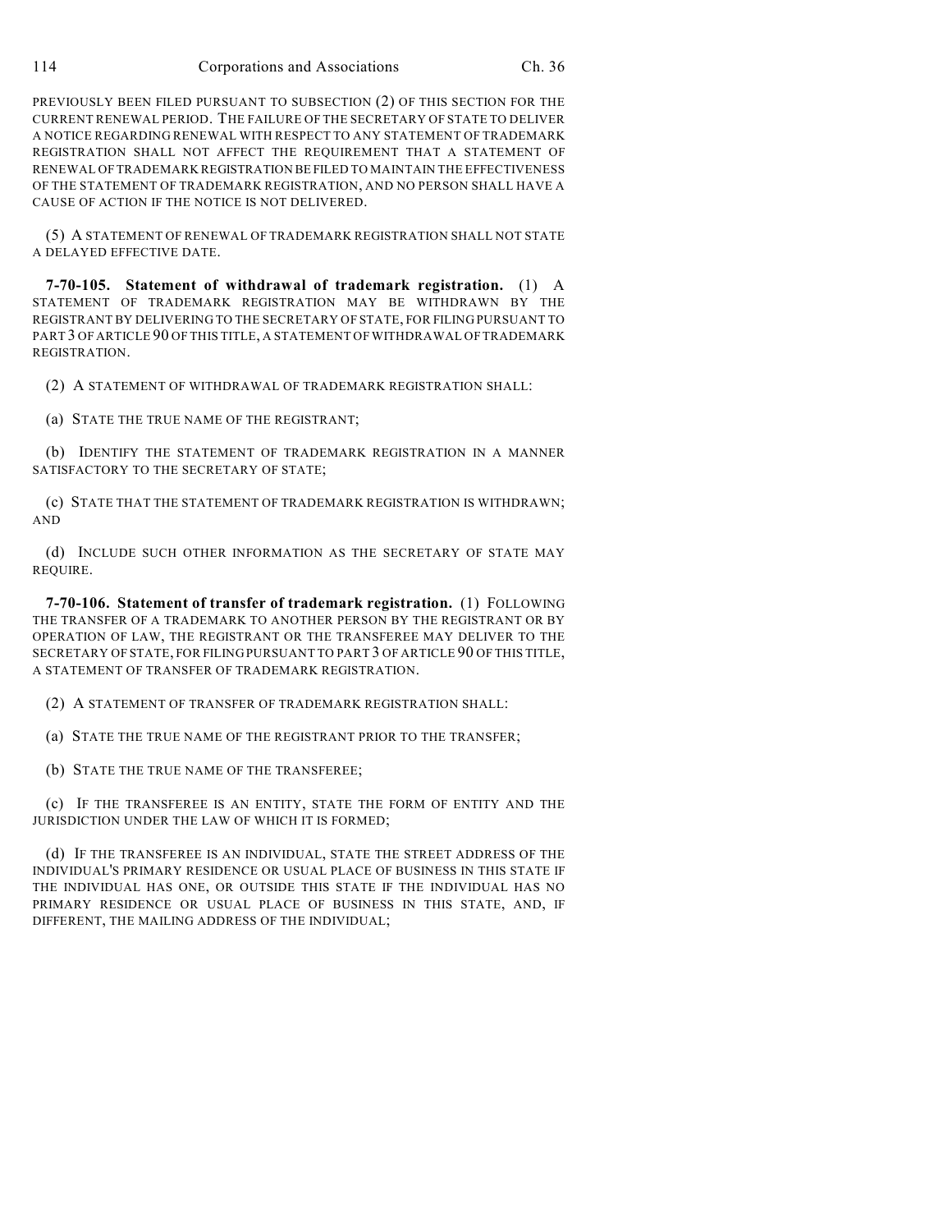PREVIOUSLY BEEN FILED PURSUANT TO SUBSECTION (2) OF THIS SECTION FOR THE CURRENT RENEWAL PERIOD. THE FAILURE OF THE SECRETARY OF STATE TO DELIVER A NOTICE REGARDING RENEWAL WITH RESPECT TO ANY STATEMENT OF TRADEMARK REGISTRATION SHALL NOT AFFECT THE REQUIREMENT THAT A STATEMENT OF RENEWAL OF TRADEMARK REGISTRATION BE FILED TO MAINTAIN THE EFFECTIVENESS OF THE STATEMENT OF TRADEMARK REGISTRATION, AND NO PERSON SHALL HAVE A CAUSE OF ACTION IF THE NOTICE IS NOT DELIVERED.

(5) A STATEMENT OF RENEWAL OF TRADEMARK REGISTRATION SHALL NOT STATE A DELAYED EFFECTIVE DATE.

**7-70-105. Statement of withdrawal of trademark registration.** (1) A STATEMENT OF TRADEMARK REGISTRATION MAY BE WITHDRAWN BY THE REGISTRANT BY DELIVERING TO THE SECRETARY OF STATE, FOR FILING PURSUANT TO PART 3 OF ARTICLE 90 OF THIS TITLE, A STATEMENT OF WITHDRAWAL OF TRADEMARK REGISTRATION.

(2) A STATEMENT OF WITHDRAWAL OF TRADEMARK REGISTRATION SHALL:

(a) STATE THE TRUE NAME OF THE REGISTRANT;

(b) IDENTIFY THE STATEMENT OF TRADEMARK REGISTRATION IN A MANNER SATISFACTORY TO THE SECRETARY OF STATE;

(c) STATE THAT THE STATEMENT OF TRADEMARK REGISTRATION IS WITHDRAWN; AND

(d) INCLUDE SUCH OTHER INFORMATION AS THE SECRETARY OF STATE MAY REQUIRE.

**7-70-106. Statement of transfer of trademark registration.** (1) FOLLOWING THE TRANSFER OF A TRADEMARK TO ANOTHER PERSON BY THE REGISTRANT OR BY OPERATION OF LAW, THE REGISTRANT OR THE TRANSFEREE MAY DELIVER TO THE SECRETARY OF STATE, FOR FILING PURSUANT TO PART 3 OF ARTICLE 90 OF THIS TITLE, A STATEMENT OF TRANSFER OF TRADEMARK REGISTRATION.

(2) A STATEMENT OF TRANSFER OF TRADEMARK REGISTRATION SHALL:

(a) STATE THE TRUE NAME OF THE REGISTRANT PRIOR TO THE TRANSFER;

(b) STATE THE TRUE NAME OF THE TRANSFEREE;

(c) IF THE TRANSFEREE IS AN ENTITY, STATE THE FORM OF ENTITY AND THE JURISDICTION UNDER THE LAW OF WHICH IT IS FORMED;

(d) IF THE TRANSFEREE IS AN INDIVIDUAL, STATE THE STREET ADDRESS OF THE INDIVIDUAL'S PRIMARY RESIDENCE OR USUAL PLACE OF BUSINESS IN THIS STATE IF THE INDIVIDUAL HAS ONE, OR OUTSIDE THIS STATE IF THE INDIVIDUAL HAS NO PRIMARY RESIDENCE OR USUAL PLACE OF BUSINESS IN THIS STATE, AND, IF DIFFERENT, THE MAILING ADDRESS OF THE INDIVIDUAL;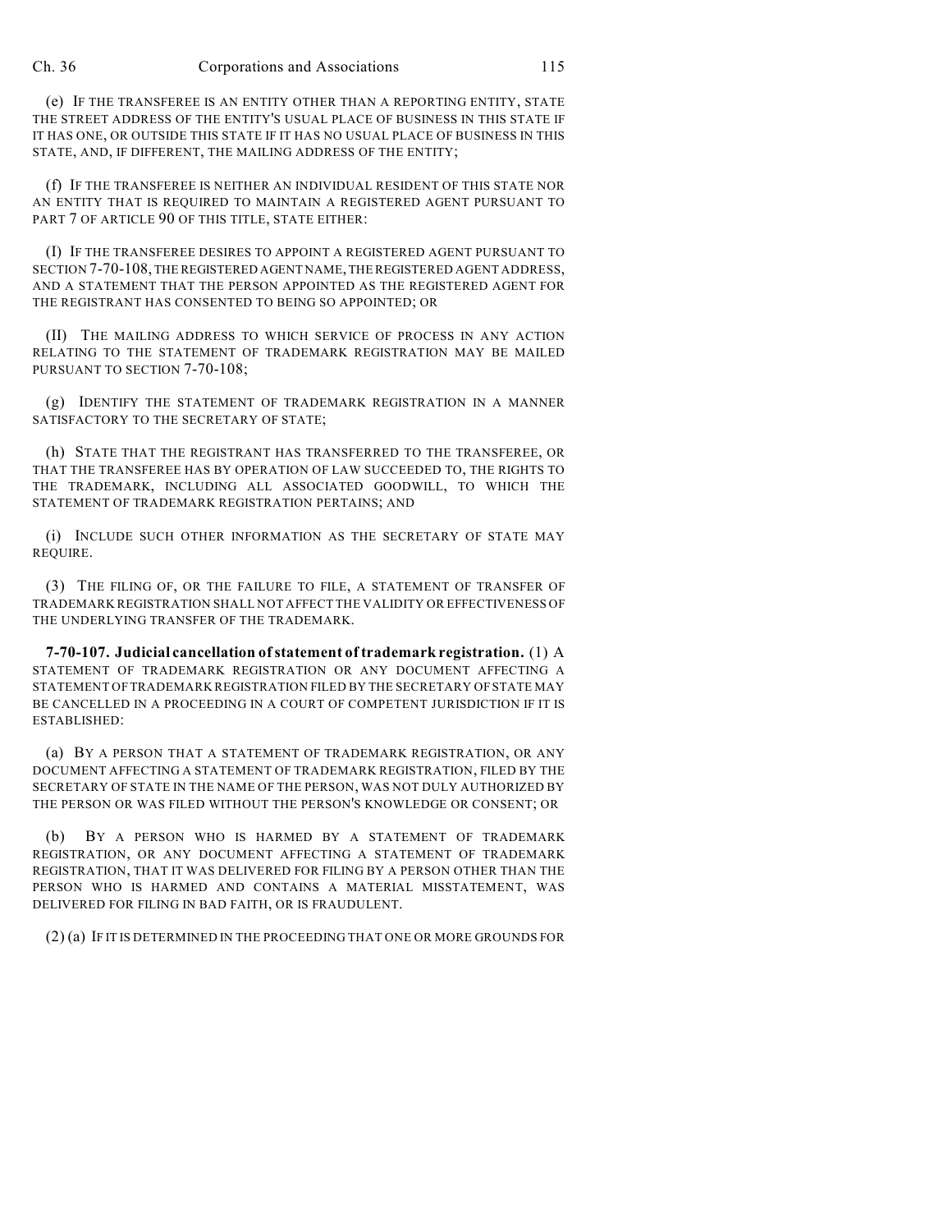(e) IF THE TRANSFEREE IS AN ENTITY OTHER THAN A REPORTING ENTITY, STATE THE STREET ADDRESS OF THE ENTITY'S USUAL PLACE OF BUSINESS IN THIS STATE IF IT HAS ONE, OR OUTSIDE THIS STATE IF IT HAS NO USUAL PLACE OF BUSINESS IN THIS STATE, AND, IF DIFFERENT, THE MAILING ADDRESS OF THE ENTITY;

(f) IF THE TRANSFEREE IS NEITHER AN INDIVIDUAL RESIDENT OF THIS STATE NOR AN ENTITY THAT IS REQUIRED TO MAINTAIN A REGISTERED AGENT PURSUANT TO PART 7 OF ARTICLE 90 OF THIS TITLE, STATE EITHER:

(I) IF THE TRANSFEREE DESIRES TO APPOINT A REGISTERED AGENT PURSUANT TO SECTION 7-70-108, THE REGISTERED AGENT NAME, THE REGISTERED AGENT ADDRESS, AND A STATEMENT THAT THE PERSON APPOINTED AS THE REGISTERED AGENT FOR THE REGISTRANT HAS CONSENTED TO BEING SO APPOINTED; OR

(II) THE MAILING ADDRESS TO WHICH SERVICE OF PROCESS IN ANY ACTION RELATING TO THE STATEMENT OF TRADEMARK REGISTRATION MAY BE MAILED PURSUANT TO SECTION 7-70-108;

(g) IDENTIFY THE STATEMENT OF TRADEMARK REGISTRATION IN A MANNER SATISFACTORY TO THE SECRETARY OF STATE;

(h) STATE THAT THE REGISTRANT HAS TRANSFERRED TO THE TRANSFEREE, OR THAT THE TRANSFEREE HAS BY OPERATION OF LAW SUCCEEDED TO, THE RIGHTS TO THE TRADEMARK, INCLUDING ALL ASSOCIATED GOODWILL, TO WHICH THE STATEMENT OF TRADEMARK REGISTRATION PERTAINS; AND

(i) INCLUDE SUCH OTHER INFORMATION AS THE SECRETARY OF STATE MAY REQUIRE.

(3) THE FILING OF, OR THE FAILURE TO FILE, A STATEMENT OF TRANSFER OF TRADEMARK REGISTRATION SHALL NOT AFFECT THE VALIDITY OR EFFECTIVENESS OF THE UNDERLYING TRANSFER OF THE TRADEMARK.

**7-70-107. Judicial cancellation of statement of trademark registration.** (1) A STATEMENT OF TRADEMARK REGISTRATION OR ANY DOCUMENT AFFECTING A STATEMENT OF TRADEMARK REGISTRATION FILED BY THE SECRETARY OF STATE MAY BE CANCELLED IN A PROCEEDING IN A COURT OF COMPETENT JURISDICTION IF IT IS ESTABLISHED:

(a) BY A PERSON THAT A STATEMENT OF TRADEMARK REGISTRATION, OR ANY DOCUMENT AFFECTING A STATEMENT OF TRADEMARK REGISTRATION, FILED BY THE SECRETARY OF STATE IN THE NAME OF THE PERSON, WAS NOT DULY AUTHORIZED BY THE PERSON OR WAS FILED WITHOUT THE PERSON'S KNOWLEDGE OR CONSENT; OR

(b) BY A PERSON WHO IS HARMED BY A STATEMENT OF TRADEMARK REGISTRATION, OR ANY DOCUMENT AFFECTING A STATEMENT OF TRADEMARK REGISTRATION, THAT IT WAS DELIVERED FOR FILING BY A PERSON OTHER THAN THE PERSON WHO IS HARMED AND CONTAINS A MATERIAL MISSTATEMENT, WAS DELIVERED FOR FILING IN BAD FAITH, OR IS FRAUDULENT.

(2) (a) IF IT IS DETERMINED IN THE PROCEEDING THAT ONE OR MORE GROUNDS FOR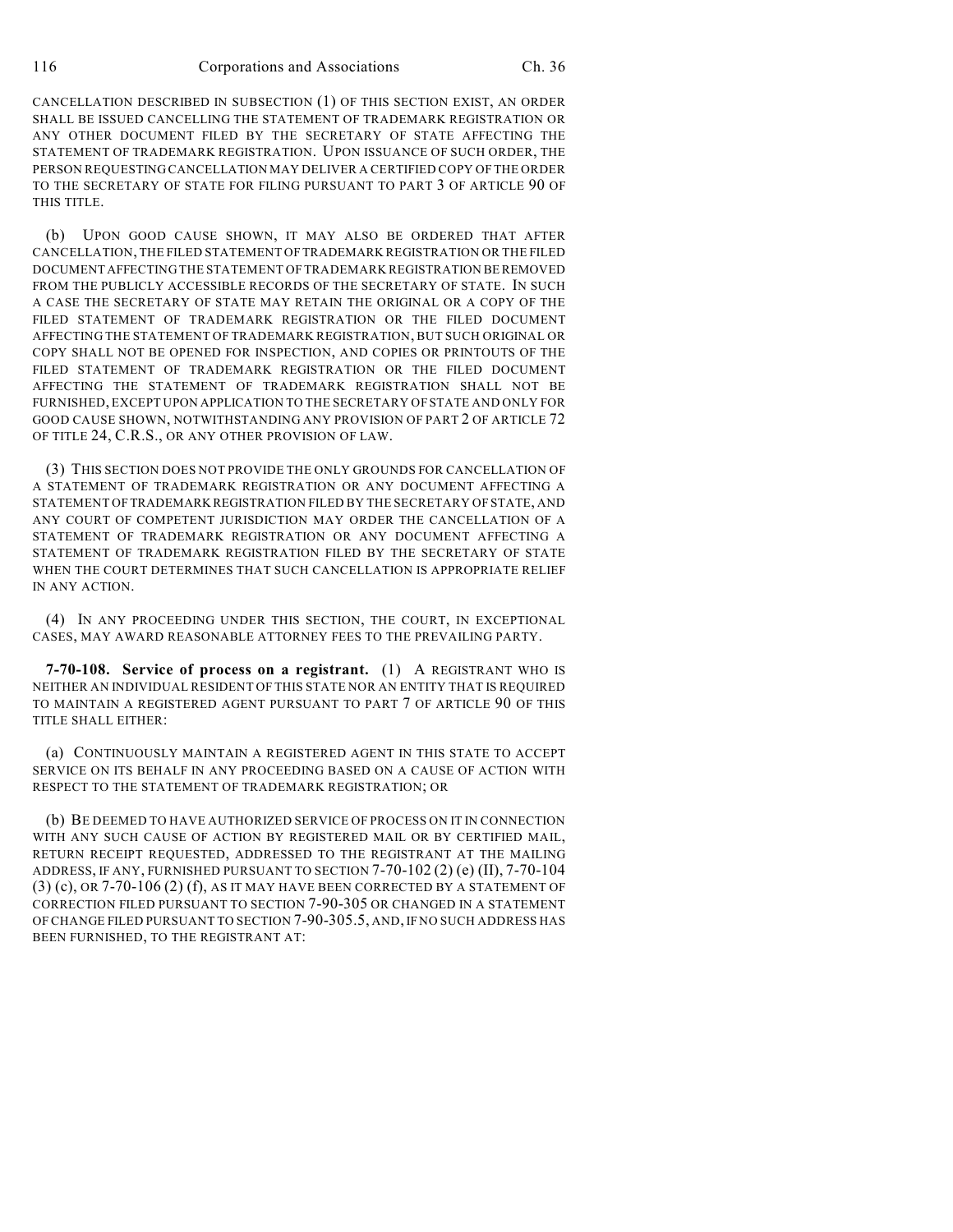CANCELLATION DESCRIBED IN SUBSECTION (1) OF THIS SECTION EXIST, AN ORDER SHALL BE ISSUED CANCELLING THE STATEMENT OF TRADEMARK REGISTRATION OR ANY OTHER DOCUMENT FILED BY THE SECRETARY OF STATE AFFECTING THE STATEMENT OF TRADEMARK REGISTRATION. UPON ISSUANCE OF SUCH ORDER, THE PERSON REQUESTING CANCELLATION MAY DELIVER A CERTIFIED COPY OF THE ORDER TO THE SECRETARY OF STATE FOR FILING PURSUANT TO PART 3 OF ARTICLE 90 OF THIS TITLE.

(b) UPON GOOD CAUSE SHOWN, IT MAY ALSO BE ORDERED THAT AFTER CANCELLATION, THE FILED STATEMENT OF TRADEMARK REGISTRATION OR THE FILED DOCUMENT AFFECTING THE STATEMENT OF TRADEMARK REGISTRATION BE REMOVED FROM THE PUBLICLY ACCESSIBLE RECORDS OF THE SECRETARY OF STATE. IN SUCH A CASE THE SECRETARY OF STATE MAY RETAIN THE ORIGINAL OR A COPY OF THE FILED STATEMENT OF TRADEMARK REGISTRATION OR THE FILED DOCUMENT AFFECTING THE STATEMENT OF TRADEMARK REGISTRATION, BUT SUCH ORIGINAL OR COPY SHALL NOT BE OPENED FOR INSPECTION, AND COPIES OR PRINTOUTS OF THE FILED STATEMENT OF TRADEMARK REGISTRATION OR THE FILED DOCUMENT AFFECTING THE STATEMENT OF TRADEMARK REGISTRATION SHALL NOT BE FURNISHED, EXCEPT UPON APPLICATION TO THE SECRETARY OF STATE AND ONLY FOR GOOD CAUSE SHOWN, NOTWITHSTANDING ANY PROVISION OF PART 2 OF ARTICLE 72 OF TITLE 24, C.R.S., OR ANY OTHER PROVISION OF LAW.

(3) THIS SECTION DOES NOT PROVIDE THE ONLY GROUNDS FOR CANCELLATION OF A STATEMENT OF TRADEMARK REGISTRATION OR ANY DOCUMENT AFFECTING A STATEMENT OF TRADEMARK REGISTRATION FILED BY THE SECRETARY OF STATE, AND ANY COURT OF COMPETENT JURISDICTION MAY ORDER THE CANCELLATION OF A STATEMENT OF TRADEMARK REGISTRATION OR ANY DOCUMENT AFFECTING A STATEMENT OF TRADEMARK REGISTRATION FILED BY THE SECRETARY OF STATE WHEN THE COURT DETERMINES THAT SUCH CANCELLATION IS APPROPRIATE RELIEF IN ANY ACTION.

(4) IN ANY PROCEEDING UNDER THIS SECTION, THE COURT, IN EXCEPTIONAL CASES, MAY AWARD REASONABLE ATTORNEY FEES TO THE PREVAILING PARTY.

**7-70-108. Service of process on a registrant.** (1) A REGISTRANT WHO IS NEITHER AN INDIVIDUAL RESIDENT OF THIS STATE NOR AN ENTITY THAT IS REQUIRED TO MAINTAIN A REGISTERED AGENT PURSUANT TO PART 7 OF ARTICLE 90 OF THIS TITLE SHALL EITHER:

(a) CONTINUOUSLY MAINTAIN A REGISTERED AGENT IN THIS STATE TO ACCEPT SERVICE ON ITS BEHALF IN ANY PROCEEDING BASED ON A CAUSE OF ACTION WITH RESPECT TO THE STATEMENT OF TRADEMARK REGISTRATION; OR

(b) BE DEEMED TO HAVE AUTHORIZED SERVICE OF PROCESS ON IT IN CONNECTION WITH ANY SUCH CAUSE OF ACTION BY REGISTERED MAIL OR BY CERTIFIED MAIL, RETURN RECEIPT REQUESTED, ADDRESSED TO THE REGISTRANT AT THE MAILING ADDRESS, IF ANY, FURNISHED PURSUANT TO SECTION 7-70-102 (2) (e) (II), 7-70-104 (3) (c), OR 7-70-106 (2) (f), AS IT MAY HAVE BEEN CORRECTED BY A STATEMENT OF CORRECTION FILED PURSUANT TO SECTION 7-90-305 OR CHANGED IN A STATEMENT OF CHANGE FILED PURSUANT TO SECTION 7-90-305.5, AND, IF NO SUCH ADDRESS HAS BEEN FURNISHED, TO THE REGISTRANT AT: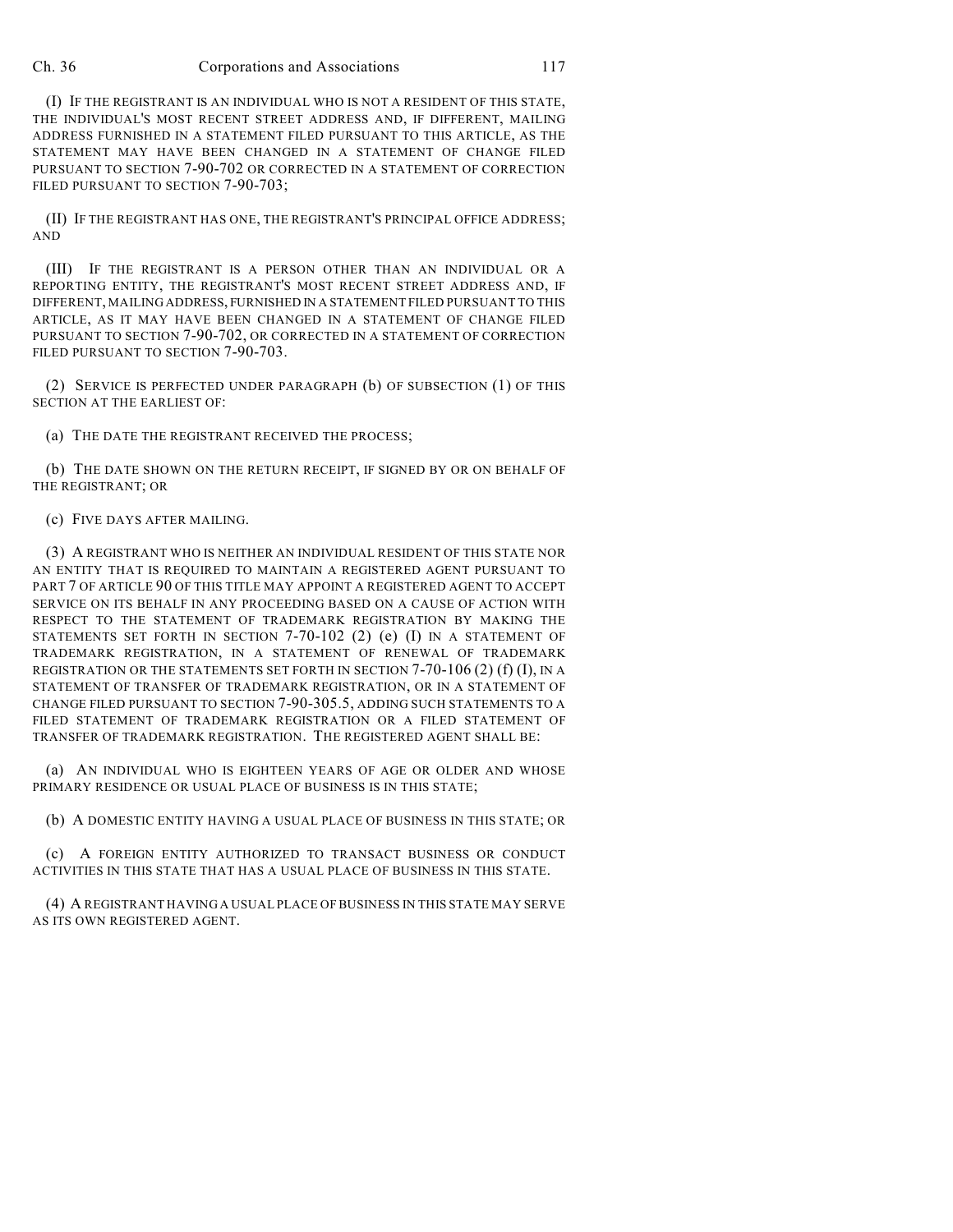(I) IF THE REGISTRANT IS AN INDIVIDUAL WHO IS NOT A RESIDENT OF THIS STATE, THE INDIVIDUAL'S MOST RECENT STREET ADDRESS AND, IF DIFFERENT, MAILING ADDRESS FURNISHED IN A STATEMENT FILED PURSUANT TO THIS ARTICLE, AS THE STATEMENT MAY HAVE BEEN CHANGED IN A STATEMENT OF CHANGE FILED PURSUANT TO SECTION 7-90-702 OR CORRECTED IN A STATEMENT OF CORRECTION FILED PURSUANT TO SECTION 7-90-703;

(II) IF THE REGISTRANT HAS ONE, THE REGISTRANT'S PRINCIPAL OFFICE ADDRESS; AND

(III) IF THE REGISTRANT IS A PERSON OTHER THAN AN INDIVIDUAL OR A REPORTING ENTITY, THE REGISTRANT'S MOST RECENT STREET ADDRESS AND, IF DIFFERENT, MAILING ADDRESS, FURNISHED IN A STATEMENT FILED PURSUANT TO THIS ARTICLE, AS IT MAY HAVE BEEN CHANGED IN A STATEMENT OF CHANGE FILED PURSUANT TO SECTION 7-90-702, OR CORRECTED IN A STATEMENT OF CORRECTION FILED PURSUANT TO SECTION 7-90-703.

(2) SERVICE IS PERFECTED UNDER PARAGRAPH (b) OF SUBSECTION (1) OF THIS SECTION AT THE EARLIEST OF:

(a) THE DATE THE REGISTRANT RECEIVED THE PROCESS;

(b) THE DATE SHOWN ON THE RETURN RECEIPT, IF SIGNED BY OR ON BEHALF OF THE REGISTRANT; OR

(c) FIVE DAYS AFTER MAILING.

(3) A REGISTRANT WHO IS NEITHER AN INDIVIDUAL RESIDENT OF THIS STATE NOR AN ENTITY THAT IS REQUIRED TO MAINTAIN A REGISTERED AGENT PURSUANT TO PART 7 OF ARTICLE 90 OF THIS TITLE MAY APPOINT A REGISTERED AGENT TO ACCEPT SERVICE ON ITS BEHALF IN ANY PROCEEDING BASED ON A CAUSE OF ACTION WITH RESPECT TO THE STATEMENT OF TRADEMARK REGISTRATION BY MAKING THE STATEMENTS SET FORTH IN SECTION 7-70-102 (2) (e) (I) IN A STATEMENT OF TRADEMARK REGISTRATION, IN A STATEMENT OF RENEWAL OF TRADEMARK REGISTRATION OR THE STATEMENTS SET FORTH IN SECTION 7-70-106 (2) (f) (I), IN A STATEMENT OF TRANSFER OF TRADEMARK REGISTRATION, OR IN A STATEMENT OF CHANGE FILED PURSUANT TO SECTION 7-90-305.5, ADDING SUCH STATEMENTS TO A FILED STATEMENT OF TRADEMARK REGISTRATION OR A FILED STATEMENT OF TRANSFER OF TRADEMARK REGISTRATION. THE REGISTERED AGENT SHALL BE:

(a) AN INDIVIDUAL WHO IS EIGHTEEN YEARS OF AGE OR OLDER AND WHOSE PRIMARY RESIDENCE OR USUAL PLACE OF BUSINESS IS IN THIS STATE;

(b) A DOMESTIC ENTITY HAVING A USUAL PLACE OF BUSINESS IN THIS STATE; OR

(c) A FOREIGN ENTITY AUTHORIZED TO TRANSACT BUSINESS OR CONDUCT ACTIVITIES IN THIS STATE THAT HAS A USUAL PLACE OF BUSINESS IN THIS STATE.

(4) A REGISTRANT HAVING A USUAL PLACE OF BUSINESS IN THIS STATE MAY SERVE AS ITS OWN REGISTERED AGENT.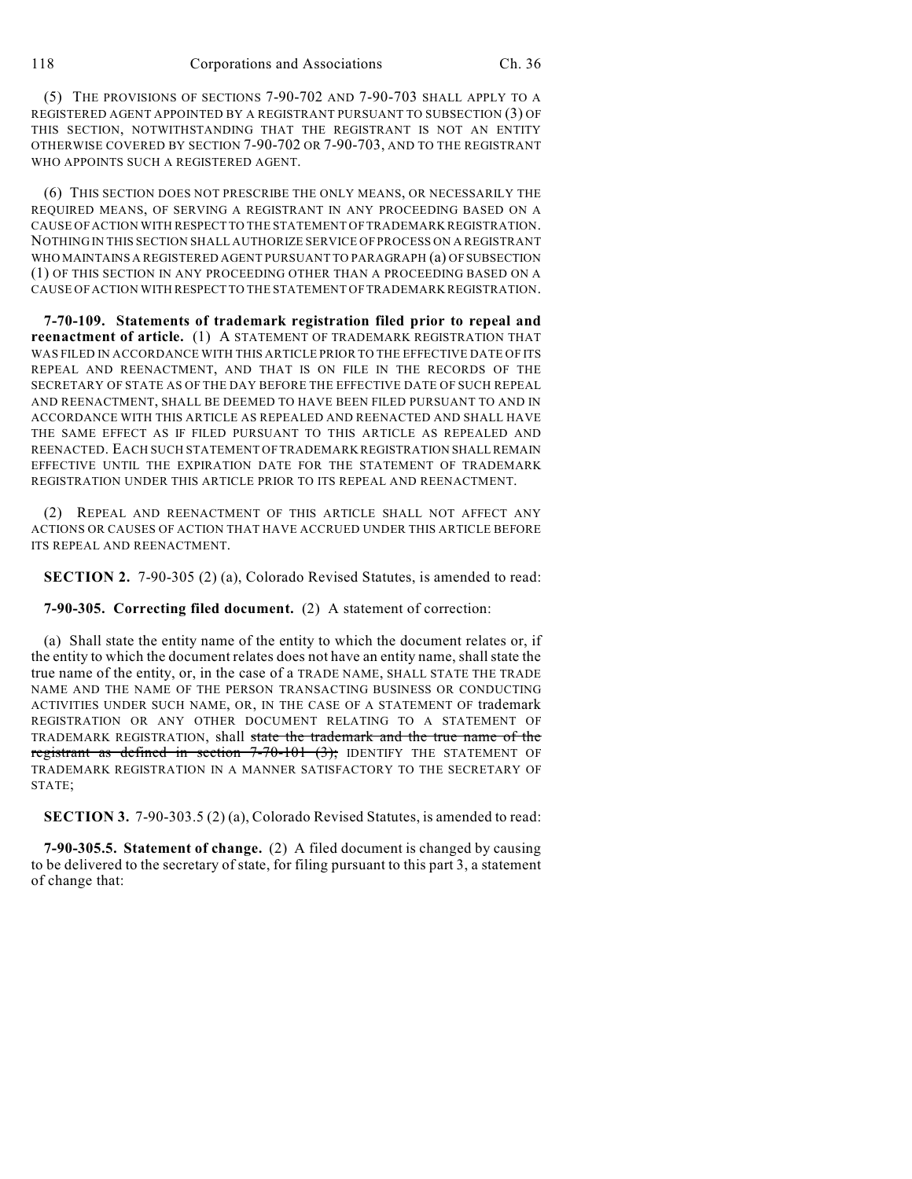(5) THE PROVISIONS OF SECTIONS 7-90-702 AND 7-90-703 SHALL APPLY TO A REGISTERED AGENT APPOINTED BY A REGISTRANT PURSUANT TO SUBSECTION (3) OF THIS SECTION, NOTWITHSTANDING THAT THE REGISTRANT IS NOT AN ENTITY OTHERWISE COVERED BY SECTION 7-90-702 OR 7-90-703, AND TO THE REGISTRANT WHO APPOINTS SUCH A REGISTERED AGENT.

(6) THIS SECTION DOES NOT PRESCRIBE THE ONLY MEANS, OR NECESSARILY THE REQUIRED MEANS, OF SERVING A REGISTRANT IN ANY PROCEEDING BASED ON A CAUSE OF ACTION WITH RESPECT TO THE STATEMENT OF TRADEMARK REGISTRATION. NOTHING IN THIS SECTION SHALL AUTHORIZE SERVICE OF PROCESS ON A REGISTRANT WHO MAINTAINS A REGISTERED AGENT PURSUANT TO PARAGRAPH (a) OF SUBSECTION (1) OF THIS SECTION IN ANY PROCEEDING OTHER THAN A PROCEEDING BASED ON A CAUSE OF ACTION WITH RESPECT TO THE STATEMENT OF TRADEMARK REGISTRATION.

**7-70-109. Statements of trademark registration filed prior to repeal and reenactment of article.** (1) A STATEMENT OF TRADEMARK REGISTRATION THAT WAS FILED IN ACCORDANCE WITH THIS ARTICLE PRIOR TO THE EFFECTIVE DATE OF ITS REPEAL AND REENACTMENT, AND THAT IS ON FILE IN THE RECORDS OF THE SECRETARY OF STATE AS OF THE DAY BEFORE THE EFFECTIVE DATE OF SUCH REPEAL AND REENACTMENT, SHALL BE DEEMED TO HAVE BEEN FILED PURSUANT TO AND IN ACCORDANCE WITH THIS ARTICLE AS REPEALED AND REENACTED AND SHALL HAVE THE SAME EFFECT AS IF FILED PURSUANT TO THIS ARTICLE AS REPEALED AND REENACTED. EACH SUCH STATEMENT OF TRADEMARK REGISTRATION SHALL REMAIN EFFECTIVE UNTIL THE EXPIRATION DATE FOR THE STATEMENT OF TRADEMARK REGISTRATION UNDER THIS ARTICLE PRIOR TO ITS REPEAL AND REENACTMENT.

(2) REPEAL AND REENACTMENT OF THIS ARTICLE SHALL NOT AFFECT ANY ACTIONS OR CAUSES OF ACTION THAT HAVE ACCRUED UNDER THIS ARTICLE BEFORE ITS REPEAL AND REENACTMENT.

**SECTION 2.** 7-90-305 (2) (a), Colorado Revised Statutes, is amended to read:

**7-90-305. Correcting filed document.** (2) A statement of correction:

(a) Shall state the entity name of the entity to which the document relates or, if the entity to which the document relates does not have an entity name, shall state the true name of the entity, or, in the case of a TRADE NAME, SHALL STATE THE TRADE NAME AND THE NAME OF THE PERSON TRANSACTING BUSINESS OR CONDUCTING ACTIVITIES UNDER SUCH NAME, OR, IN THE CASE OF A STATEMENT OF trademark REGISTRATION OR ANY OTHER DOCUMENT RELATING TO A STATEMENT OF TRADEMARK REGISTRATION, shall ~~state the trademark and the true name of the registrant as defined in section 7-70-101 (3);~~ IDENTIFY THE STATEMENT OF TRADEMARK REGISTRATION IN A MANNER SATISFACTORY TO THE SECRETARY OF STATE;

**SECTION 3.** 7-90-303.5 (2) (a), Colorado Revised Statutes, is amended to read:

**7-90-305.5. Statement of change.** (2) A filed document is changed by causing to be delivered to the secretary of state, for filing pursuant to this part 3, a statement of change that: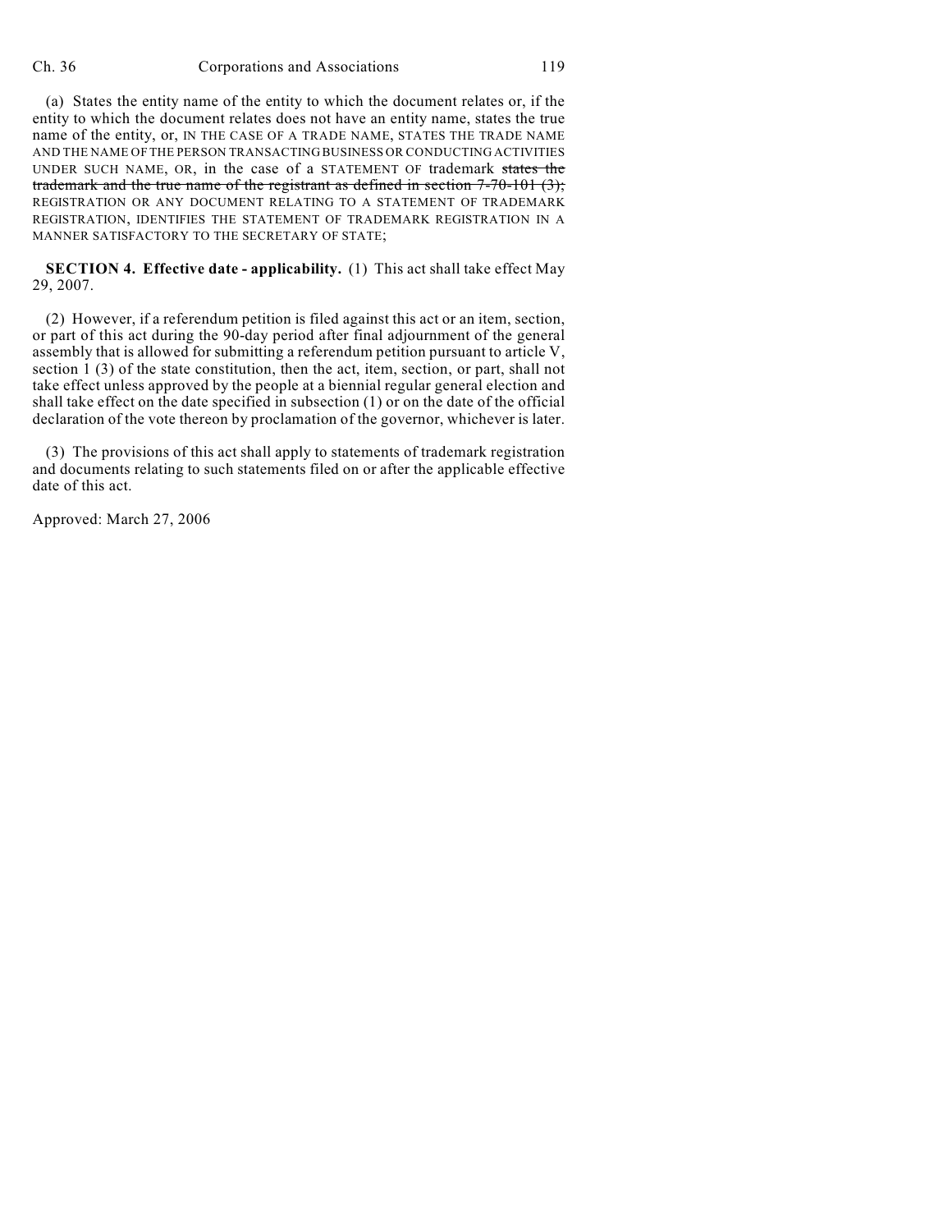(a) States the entity name of the entity to which the document relates or, if the entity to which the document relates does not have an entity name, states the true name of the entity, or, IN THE CASE OF A TRADE NAME, STATES THE TRADE NAME AND THE NAME OF THE PERSON TRANSACTING BUSINESS OR CONDUCTING ACTIVITIES UNDER SUCH NAME, OR, in the case of a STATEMENT OF trademark ~~states the trademark and the true name of the registrant as defined in section 7-70-101 (3),~~ REGISTRATION OR ANY DOCUMENT RELATING TO A STATEMENT OF TRADEMARK REGISTRATION, IDENTIFIES THE STATEMENT OF TRADEMARK REGISTRATION IN A MANNER SATISFACTORY TO THE SECRETARY OF STATE;

**SECTION 4. Effective date - applicability.** (1) This act shall take effect May 29, 2007.

(2) However, if a referendum petition is filed against this act or an item, section, or part of this act during the 90-day period after final adjournment of the general assembly that is allowed for submitting a referendum petition pursuant to article V, section 1 (3) of the state constitution, then the act, item, section, or part, shall not take effect unless approved by the people at a biennial regular general election and shall take effect on the date specified in subsection (1) or on the date of the official declaration of the vote thereon by proclamation of the governor, whichever is later.

(3) The provisions of this act shall apply to statements of trademark registration and documents relating to such statements filed on or after the applicable effective date of this act.

Approved: March 27, 2006